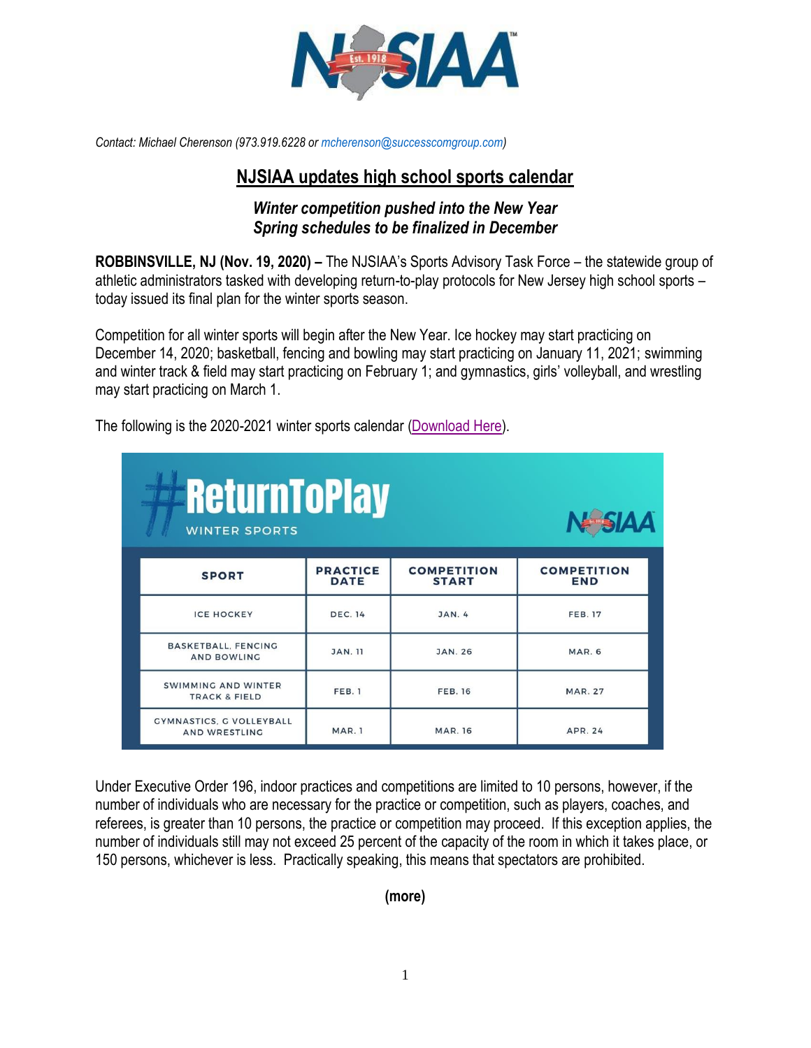Contact: Michael Cherenson (973.919.6228 or mcherenson@successcomgroup.com)

# NJSIAA updates high school sports calendar

***Winter competition pushed into the New Year***
***Spring schedules to be finalized in December***

**ROBBINSVILLE, NJ (Nov. 19, 2020) –** The NJSIAA's Sports Advisory Task Force – the statewide group of athletic administrators tasked with developing return-to-play protocols for New Jersey high school sports – today issued its final plan for the winter sports season.

Competition for all winter sports will begin after the New Year. Ice hockey may start practicing on December 14, 2020; basketball, fencing and bowling may start practicing on January 11, 2021; swimming and winter track & field may start practicing on February 1; and gymnastics, girls' volleyball, and wrestling may start practicing on March 1.

The following is the 2020-2021 winter sports calendar (Download Here).

#ReturnToPlay WINTER SPORTS

| SPORT | PRACTICE DATE | COMPETITION START | COMPETITION END |
|---|---|---|---|
| ICE HOCKEY | DEC. 14 | JAN. 4 | FEB. 17 |
| BASKETBALL, FENCING AND BOWLING | JAN. 11 | JAN. 26 | MAR. 6 |
| SWIMMING AND WINTER TRACK & FIELD | FEB. 1 | FEB. 16 | MAR. 27 |
| GYMNASTICS, G VOLLEYBALL AND WRESTLING | MAR. 1 | MAR. 16 | APR. 24 |

Under Executive Order 196, indoor practices and competitions are limited to 10 persons, however, if the number of individuals who are necessary for the practice or competition, such as players, coaches, and referees, is greater than 10 persons, the practice or competition may proceed. If this exception applies, the number of individuals still may not exceed 25 percent of the capacity of the room in which it takes place, or 150 persons, whichever is less. Practically speaking, this means that spectators are prohibited.

**(more)**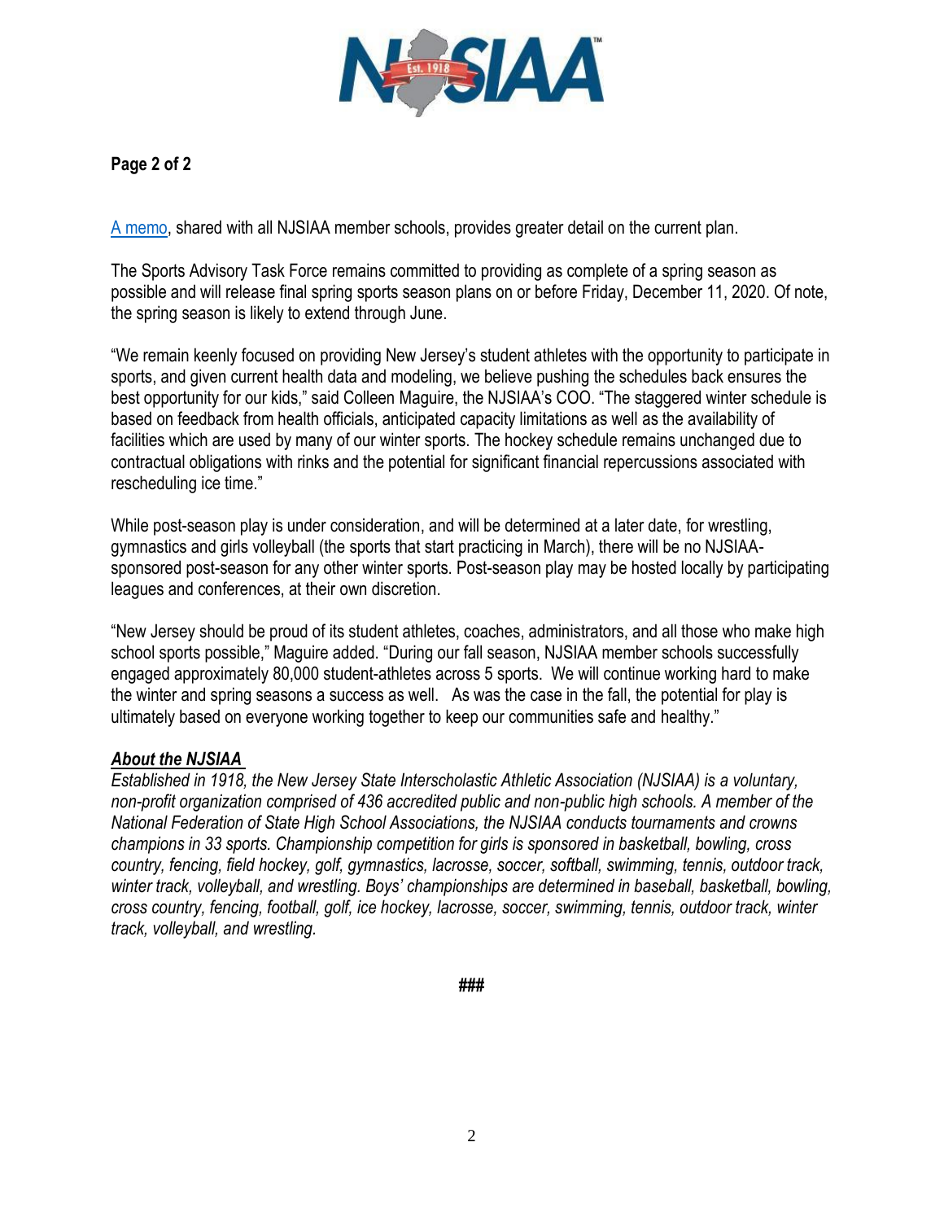**Page 2 of 2**

[A memo](), shared with all NJSIAA member schools, provides greater detail on the current plan.

The Sports Advisory Task Force remains committed to providing as complete of a spring season as possible and will release final spring sports season plans on or before Friday, December 11, 2020. Of note, the spring season is likely to extend through June.

"We remain keenly focused on providing New Jersey's student athletes with the opportunity to participate in sports, and given current health data and modeling, we believe pushing the schedules back ensures the best opportunity for our kids," said Colleen Maguire, the NJSIAA's COO. "The staggered winter schedule is based on feedback from health officials, anticipated capacity limitations as well as the availability of facilities which are used by many of our winter sports. The hockey schedule remains unchanged due to contractual obligations with rinks and the potential for significant financial repercussions associated with rescheduling ice time."

While post-season play is under consideration, and will be determined at a later date, for wrestling, gymnastics and girls volleyball (the sports that start practicing in March), there will be no NJSIAA-sponsored post-season for any other winter sports. Post-season play may be hosted locally by participating leagues and conferences, at their own discretion.

"New Jersey should be proud of its student athletes, coaches, administrators, and all those who make high school sports possible," Maguire added. "During our fall season, NJSIAA member schools successfully engaged approximately 80,000 student-athletes across 5 sports. We will continue working hard to make the winter and spring seasons a success as well. As was the case in the fall, the potential for play is ultimately based on everyone working together to keep our communities safe and healthy."

***About the NJSIAA***

*Established in 1918, the New Jersey State Interscholastic Athletic Association (NJSIAA) is a voluntary, non-profit organization comprised of 436 accredited public and non-public high schools. A member of the National Federation of State High School Associations, the NJSIAA conducts tournaments and crowns champions in 33 sports. Championship competition for girls is sponsored in basketball, bowling, cross country, fencing, field hockey, golf, gymnastics, lacrosse, soccer, softball, swimming, tennis, outdoor track, winter track, volleyball, and wrestling. Boys' championships are determined in baseball, basketball, bowling, cross country, fencing, football, golf, ice hockey, lacrosse, soccer, swimming, tennis, outdoor track, winter track, volleyball, and wrestling.*

**###**